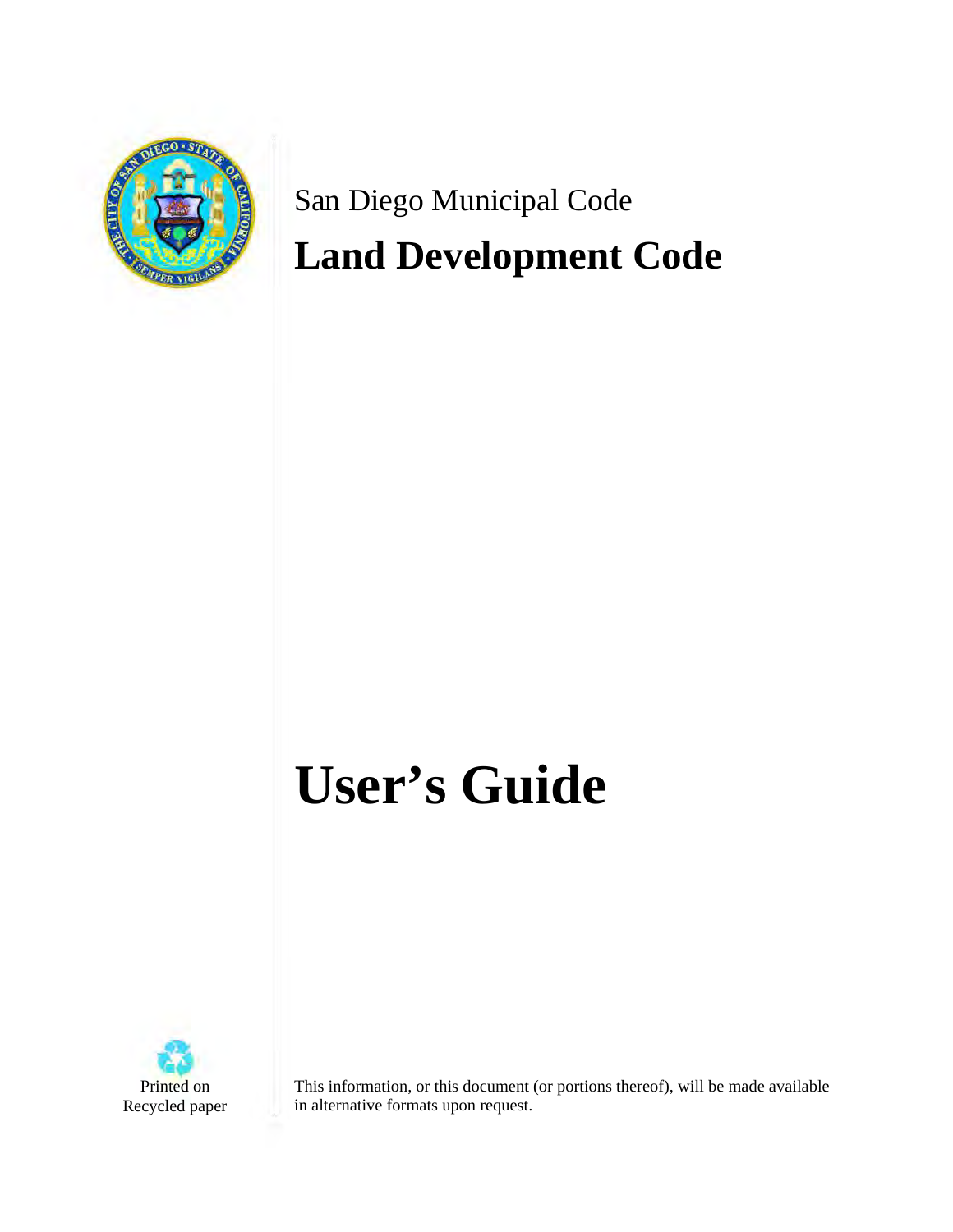San Diego Municipal Code

# Land Development Code

# User's Guide

Printed on Recycled paper

This information, or this document (or portions thereof), will be made available in alternative formats upon request.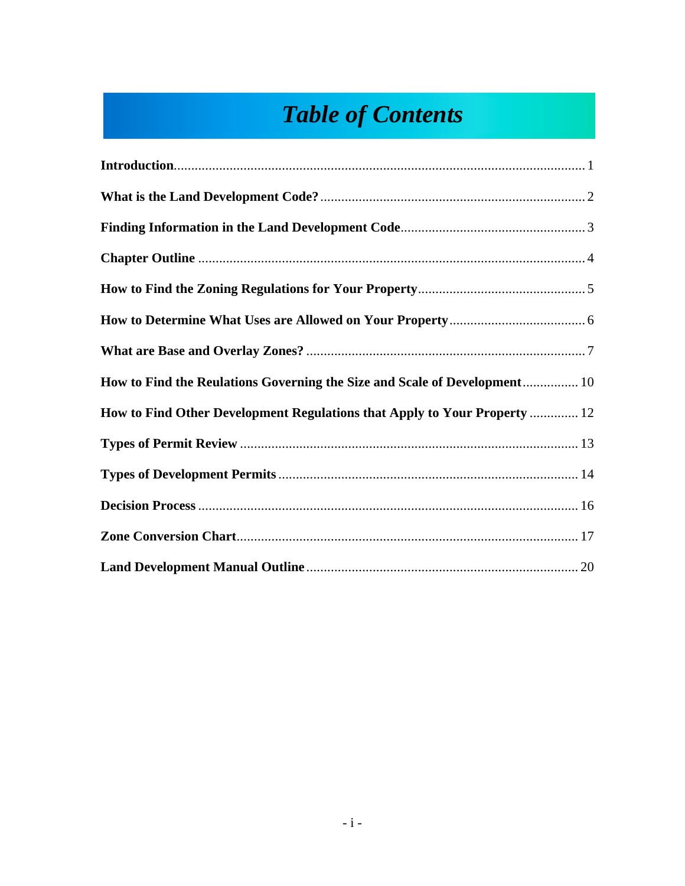# Table of Contents

| | |
|---|---|
| **Introduction** | 1 |
| **What is the Land Development Code?** | 2 |
| **Finding Information in the Land Development Code** | 3 |
| **Chapter Outline** | 4 |
| **How to Find the Zoning Regulations for Your Property** | 5 |
| **How to Determine What Uses are Allowed on Your Property** | 6 |
| **What are Base and Overlay Zones?** | 7 |
| **How to Find the Reulations Governing the Size and Scale of Development** | 10 |
| **How to Find Other Development Regulations that Apply to Your Property** | 12 |
| **Types of Permit Review** | 13 |
| **Types of Development Permits** | 14 |
| **Decision Process** | 16 |
| **Zone Conversion Chart** | 17 |
| **Land Development Manual Outline** | 20 |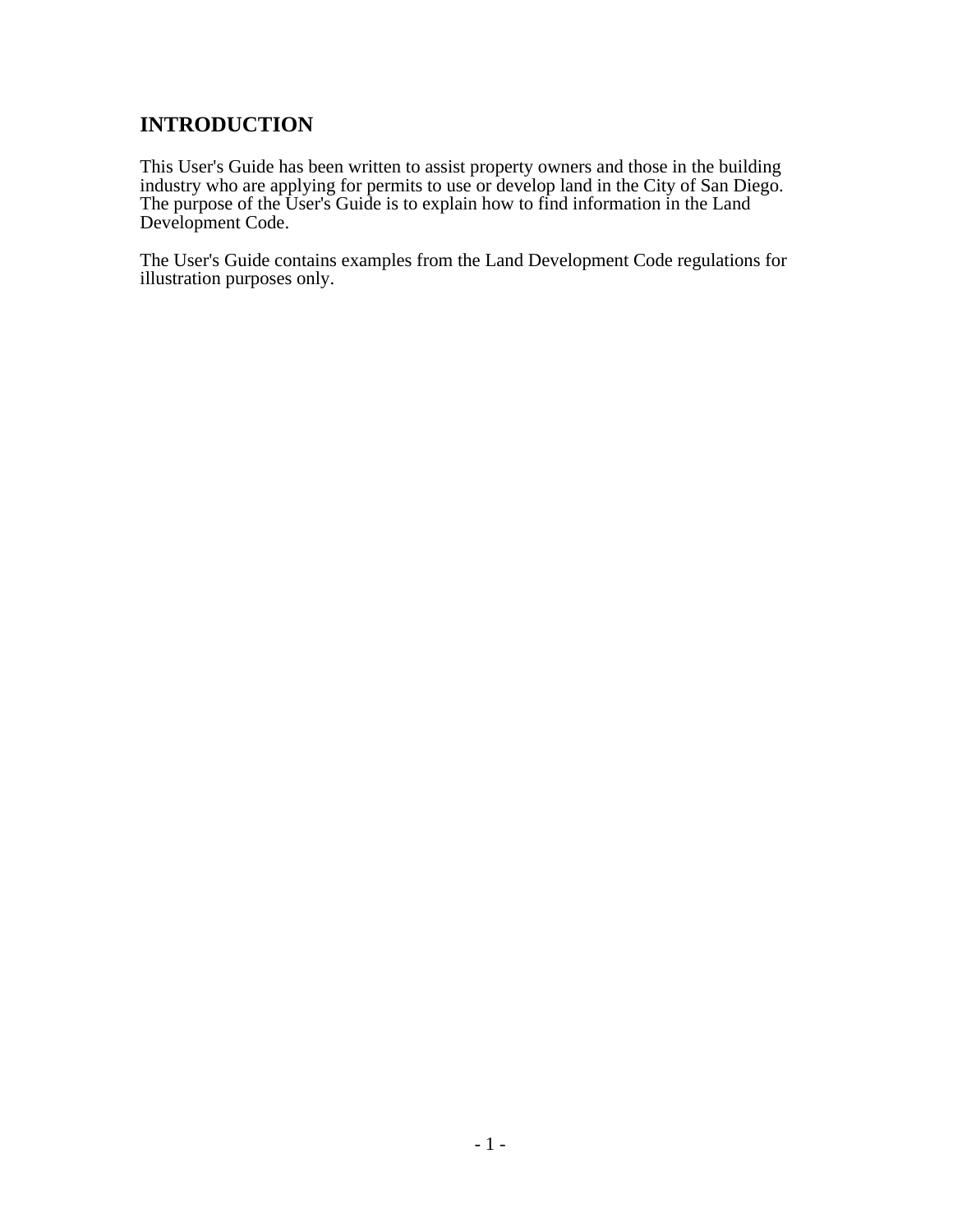## INTRODUCTION

This User's Guide has been written to assist property owners and those in the building industry who are applying for permits to use or develop land in the City of San Diego. The purpose of the User's Guide is to explain how to find information in the Land Development Code.

The User's Guide contains examples from the Land Development Code regulations for illustration purposes only.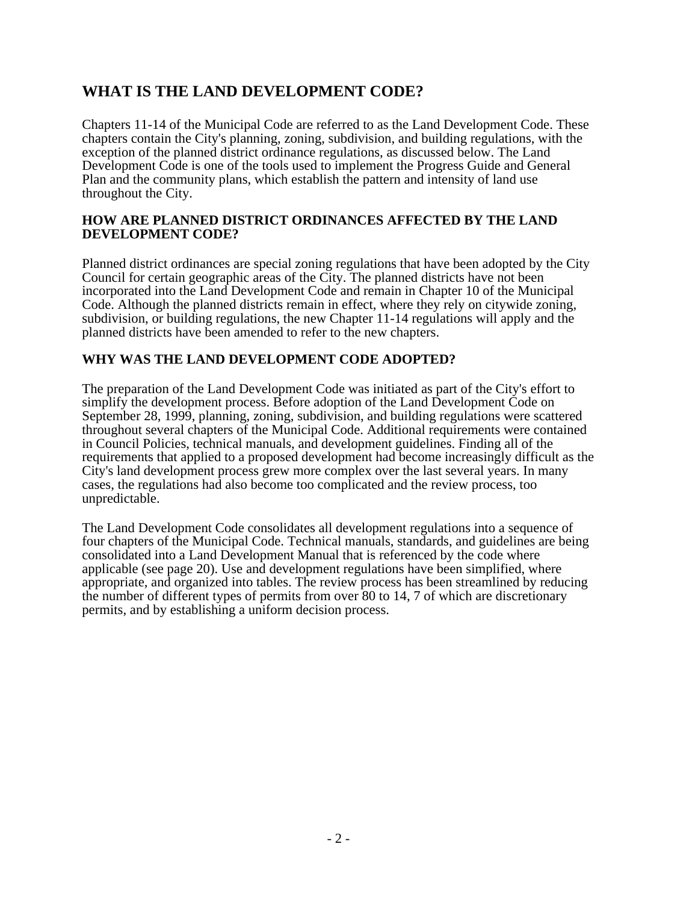## WHAT IS THE LAND DEVELOPMENT CODE?

Chapters 11-14 of the Municipal Code are referred to as the Land Development Code. These chapters contain the City's planning, zoning, subdivision, and building regulations, with the exception of the planned district ordinance regulations, as discussed below. The Land Development Code is one of the tools used to implement the Progress Guide and General Plan and the community plans, which establish the pattern and intensity of land use throughout the City.

### HOW ARE PLANNED DISTRICT ORDINANCES AFFECTED BY THE LAND DEVELOPMENT CODE?

Planned district ordinances are special zoning regulations that have been adopted by the City Council for certain geographic areas of the City. The planned districts have not been incorporated into the Land Development Code and remain in Chapter 10 of the Municipal Code. Although the planned districts remain in effect, where they rely on citywide zoning, subdivision, or building regulations, the new Chapter 11-14 regulations will apply and the planned districts have been amended to refer to the new chapters.

### WHY WAS THE LAND DEVELOPMENT CODE ADOPTED?

The preparation of the Land Development Code was initiated as part of the City's effort to simplify the development process. Before adoption of the Land Development Code on September 28, 1999, planning, zoning, subdivision, and building regulations were scattered throughout several chapters of the Municipal Code. Additional requirements were contained in Council Policies, technical manuals, and development guidelines. Finding all of the requirements that applied to a proposed development had become increasingly difficult as the City's land development process grew more complex over the last several years. In many cases, the regulations had also become too complicated and the review process, too unpredictable.

The Land Development Code consolidates all development regulations into a sequence of four chapters of the Municipal Code. Technical manuals, standards, and guidelines are being consolidated into a Land Development Manual that is referenced by the code where applicable (see page 20). Use and development regulations have been simplified, where appropriate, and organized into tables. The review process has been streamlined by reducing the number of different types of permits from over 80 to 14, 7 of which are discretionary permits, and by establishing a uniform decision process.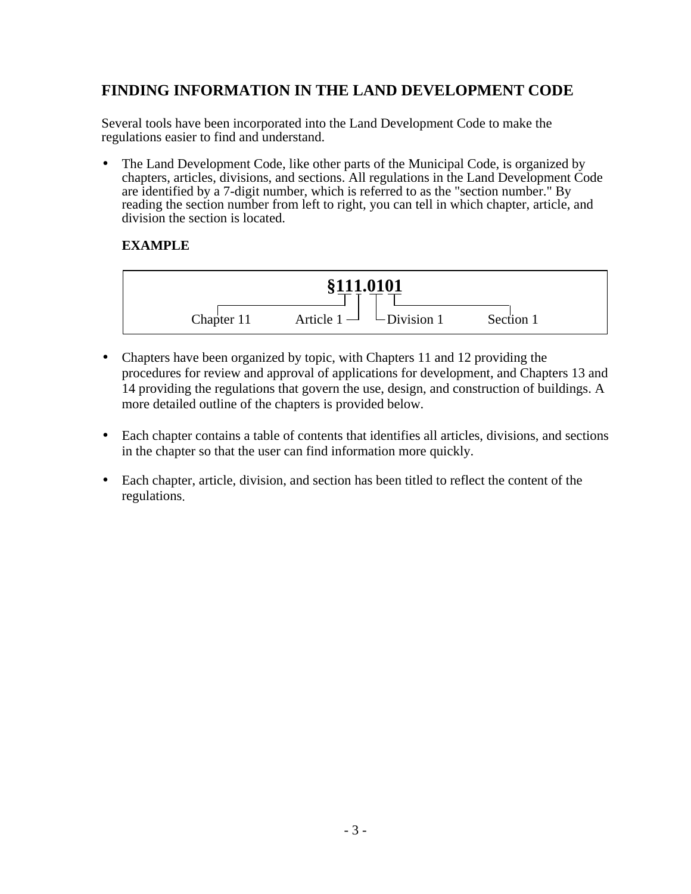## FINDING INFORMATION IN THE LAND DEVELOPMENT CODE

Several tools have been incorporated into the Land Development Code to make the regulations easier to find and understand.

- The Land Development Code, like other parts of the Municipal Code, is organized by chapters, articles, divisions, and sections. All regulations in the Land Development Code are identified by a 7-digit number, which is referred to as the "section number." By reading the section number from left to right, you can tell in which chapter, article, and division the section is located.

  **EXAMPLE**

  **§111.0101**

  Chapter 11 — Article 1 — Division 1 — Section 1

- Chapters have been organized by topic, with Chapters 11 and 12 providing the procedures for review and approval of applications for development, and Chapters 13 and 14 providing the regulations that govern the use, design, and construction of buildings. A more detailed outline of the chapters is provided below.

- Each chapter contains a table of contents that identifies all articles, divisions, and sections in the chapter so that the user can find information more quickly.

- Each chapter, article, division, and section has been titled to reflect the content of the regulations.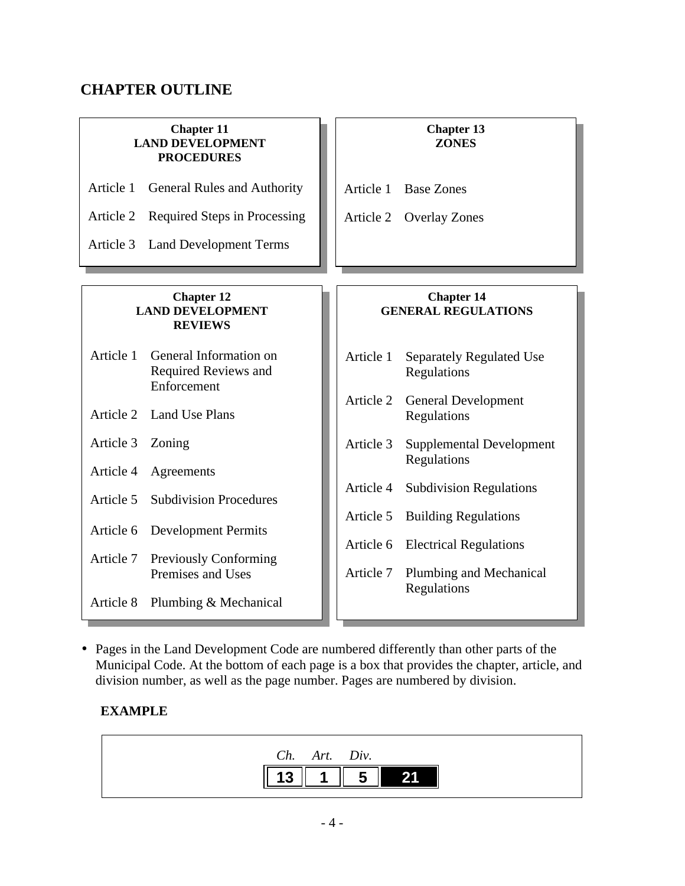## CHAPTER OUTLINE

**Chapter 11**
**LAND DEVELOPMENT PROCEDURES**

- Article 1 General Rules and Authority
- Article 2 Required Steps in Processing
- Article 3 Land Development Terms

**Chapter 12**
**LAND DEVELOPMENT REVIEWS**

- Article 1 General Information on Required Reviews and Enforcement
- Article 2 Land Use Plans
- Article 3 Zoning
- Article 4 Agreements
- Article 5 Subdivision Procedures
- Article 6 Development Permits
- Article 7 Previously Conforming Premises and Uses
- Article 8 Plumbing & Mechanical

**Chapter 13**
**ZONES**

- Article 1 Base Zones
- Article 2 Overlay Zones

**Chapter 14**
**GENERAL REGULATIONS**

- Article 1 Separately Regulated Use Regulations
- Article 2 General Development Regulations
- Article 3 Supplemental Development Regulations
- Article 4 Subdivision Regulations
- Article 5 Building Regulations
- Article 6 Electrical Regulations
- Article 7 Plumbing and Mechanical Regulations

- Pages in the Land Development Code are numbered differently than other parts of the Municipal Code. At the bottom of each page is a box that provides the chapter, article, and division number, as well as the page number. Pages are numbered by division.

**EXAMPLE**

| *Ch.* | *Art.* | *Div.* | |
|---|---|---|---|
| 13 | 1 | 5 | 21 |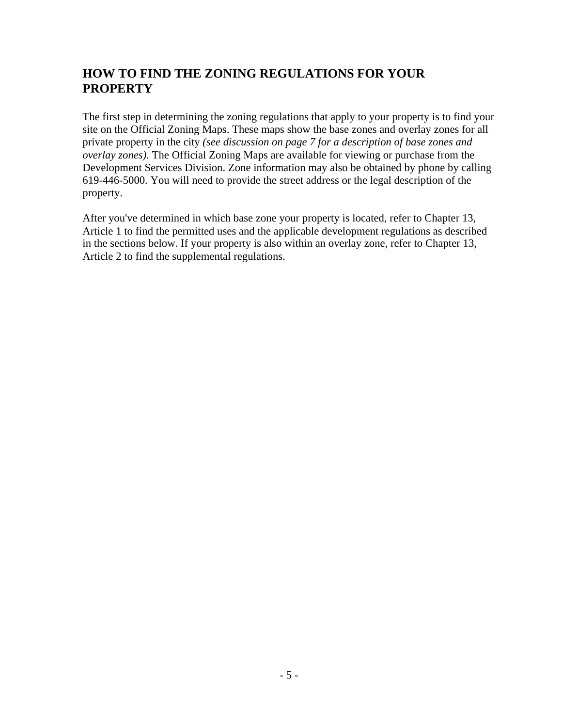## HOW TO FIND THE ZONING REGULATIONS FOR YOUR PROPERTY

The first step in determining the zoning regulations that apply to your property is to find your site on the Official Zoning Maps. These maps show the base zones and overlay zones for all private property in the city *(see discussion on page 7 for a description of base zones and overlay zones).* The Official Zoning Maps are available for viewing or purchase from the Development Services Division. Zone information may also be obtained by phone by calling 619-446-5000. You will need to provide the street address or the legal description of the property.

After you've determined in which base zone your property is located, refer to Chapter 13, Article 1 to find the permitted uses and the applicable development regulations as described in the sections below. If your property is also within an overlay zone, refer to Chapter 13, Article 2 to find the supplemental regulations.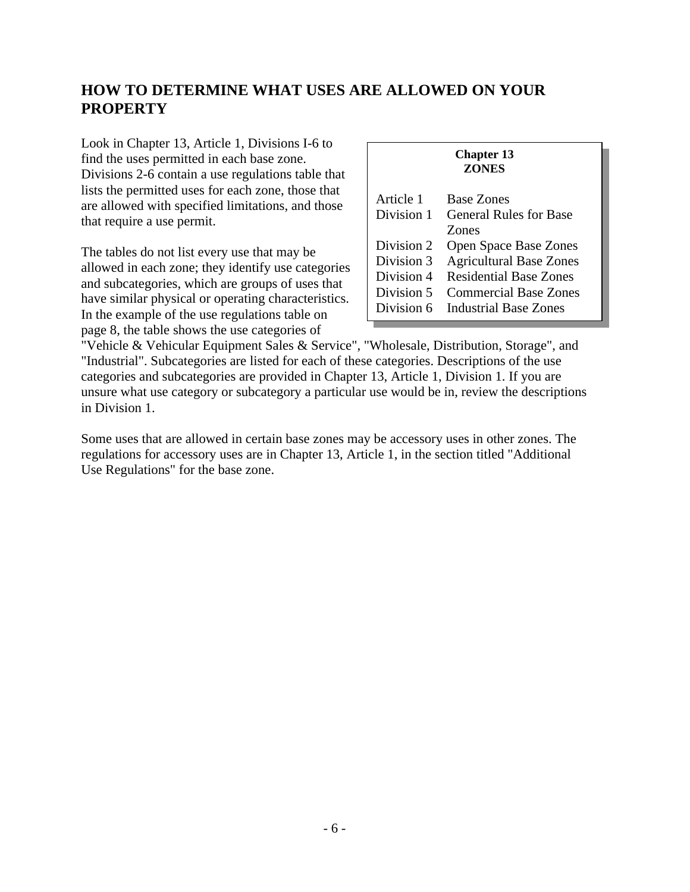## HOW TO DETERMINE WHAT USES ARE ALLOWED ON YOUR PROPERTY

Look in Chapter 13, Article 1, Divisions I-6 to find the uses permitted in each base zone. Divisions 2-6 contain a use regulations table that lists the permitted uses for each zone, those that are allowed with specified limitations, and those that require a use permit.

| **Chapter 13 ZONES** | |
|---|---|
| Article 1 | Base Zones |
| Division 1 | General Rules for Base Zones |
| Division 2 | Open Space Base Zones |
| Division 3 | Agricultural Base Zones |
| Division 4 | Residential Base Zones |
| Division 5 | Commercial Base Zones |
| Division 6 | Industrial Base Zones |

The tables do not list every use that may be allowed in each zone; they identify use categories and subcategories, which are groups of uses that have similar physical or operating characteristics. In the example of the use regulations table on page 8, the table shows the use categories of "Vehicle & Vehicular Equipment Sales & Service", "Wholesale, Distribution, Storage", and "Industrial". Subcategories are listed for each of these categories. Descriptions of the use categories and subcategories are provided in Chapter 13, Article 1, Division 1. If you are unsure what use category or subcategory a particular use would be in, review the descriptions in Division 1.

Some uses that are allowed in certain base zones may be accessory uses in other zones. The regulations for accessory uses are in Chapter 13, Article 1, in the section titled "Additional Use Regulations" for the base zone.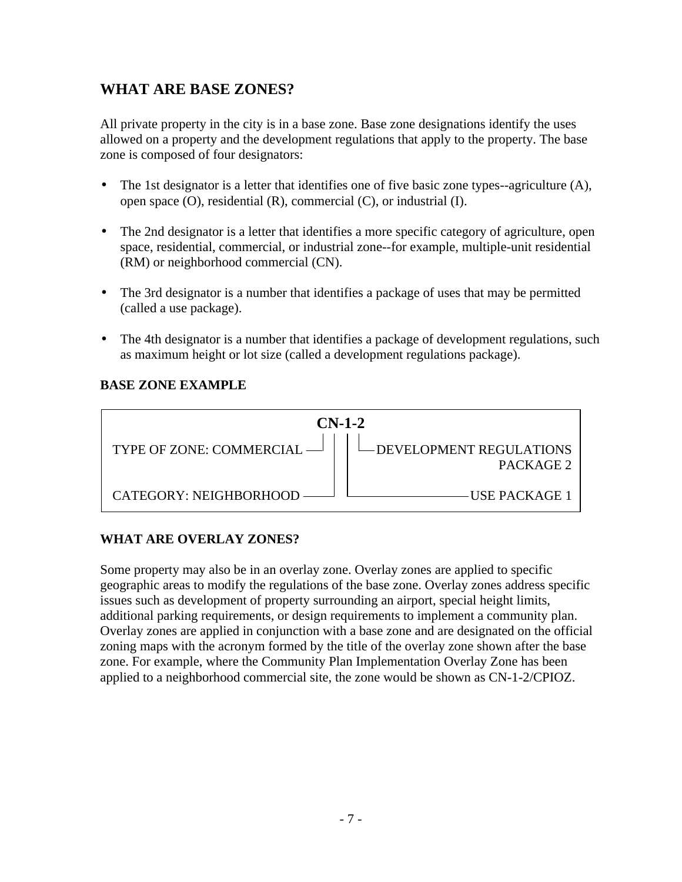## WHAT ARE BASE ZONES?

All private property in the city is in a base zone. Base zone designations identify the uses allowed on a property and the development regulations that apply to the property. The base zone is composed of four designators:

- The 1st designator is a letter that identifies one of five basic zone types--agriculture (A), open space (O), residential (R), commercial (C), or industrial (I).
- The 2nd designator is a letter that identifies a more specific category of agriculture, open space, residential, commercial, or industrial zone--for example, multiple-unit residential (RM) or neighborhood commercial (CN).
- The 3rd designator is a number that identifies a package of uses that may be permitted (called a use package).
- The 4th designator is a number that identifies a package of development regulations, such as maximum height or lot size (called a development regulations package).

### BASE ZONE EXAMPLE

**CN-1-2**

- TYPE OF ZONE: COMMERCIAL
- CATEGORY: NEIGHBORHOOD
- USE PACKAGE 1
- DEVELOPMENT REGULATIONS PACKAGE 2

### WHAT ARE OVERLAY ZONES?

Some property may also be in an overlay zone. Overlay zones are applied to specific geographic areas to modify the regulations of the base zone. Overlay zones address specific issues such as development of property surrounding an airport, special height limits, additional parking requirements, or design requirements to implement a community plan. Overlay zones are applied in conjunction with a base zone and are designated on the official zoning maps with the acronym formed by the title of the overlay zone shown after the base zone. For example, where the Community Plan Implementation Overlay Zone has been applied to a neighborhood commercial site, the zone would be shown as CN-1-2/CPIOZ.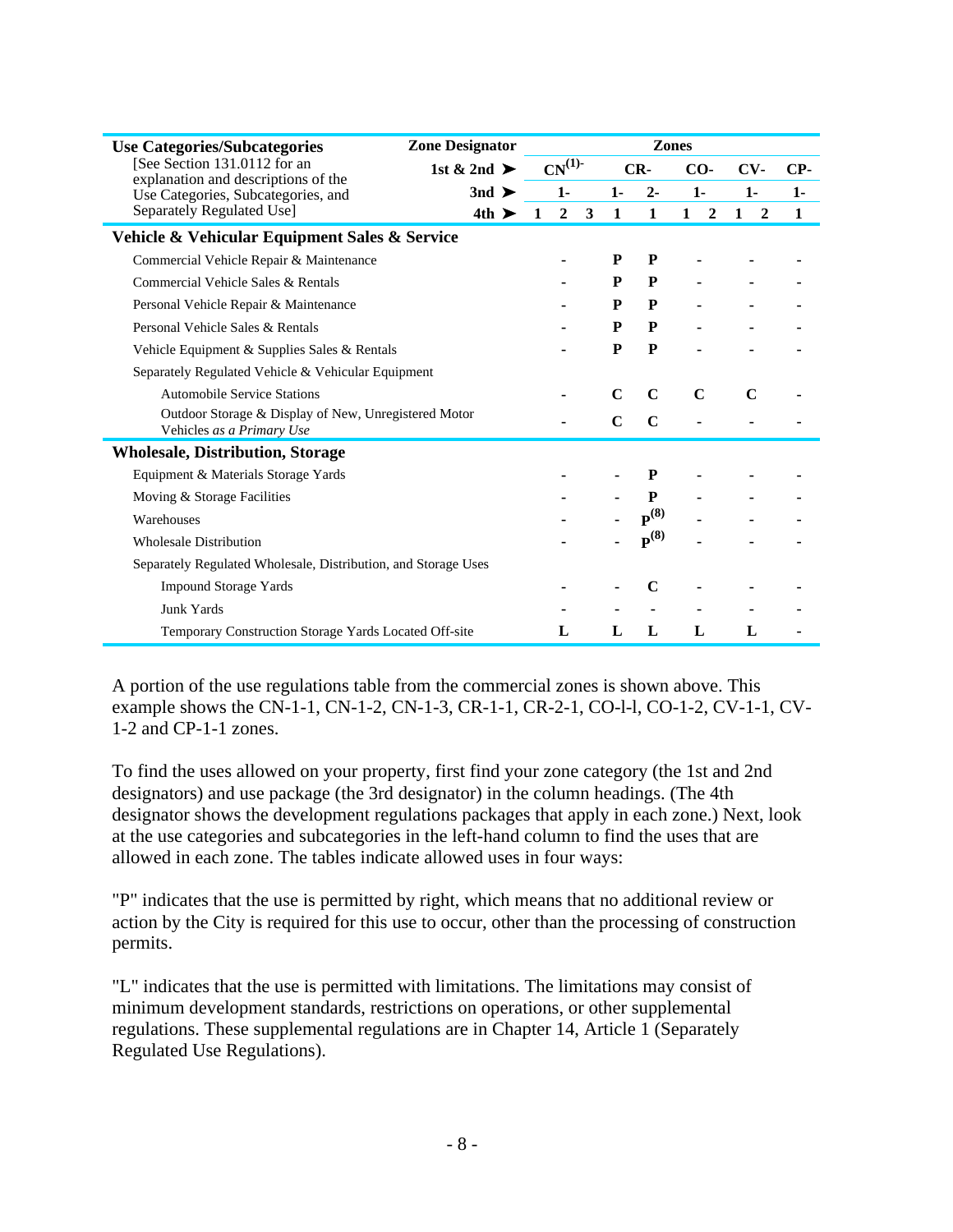| Use Categories/Subcategories [See Section 131.0112 for an explanation and descriptions of the Use Categories, Subcategories, and Separately Regulated Use] | Zone Designator | Zones | | | | | | | | | |
|---|---|---|---|---|---|---|---|---|---|---|---|
| | 1st & 2nd ➤ | CN[(1)]- | | | CR- | | CO- | | CV- | | CP- |
| | 3nd ➤ | 1- | | | 1- | 2- | 1- | | 1- | | 1- |
| | 4th ➤ | 1 | 2 | 3 | 1 | 1 | 1 | 2 | 1 | 2 | 1 |
| **Vehicle & Vehicular Equipment Sales & Service** | | | | | | | | | | | |
| Commercial Vehicle Repair & Maintenance | | | - | | P | P | - | | - | | - |
| Commercial Vehicle Sales & Rentals | | | - | | P | P | - | | - | | - |
| Personal Vehicle Repair & Maintenance | | | - | | P | P | - | | - | | - |
| Personal Vehicle Sales & Rentals | | | - | | P | P | - | | - | | - |
| Vehicle Equipment & Supplies Sales & Rentals | | | - | | P | P | - | | - | | - |
| Separately Regulated Vehicle & Vehicular Equipment | | | | | | | | | | | |
| Automobile Service Stations | | | - | | C | C | C | | C | | - |
| Outdoor Storage & Display of New, Unregistered Motor Vehicles *as a Primary Use* | | | - | | C | C | - | | - | | - |
| **Wholesale, Distribution, Storage** | | | | | | | | | | | |
| Equipment & Materials Storage Yards | | | - | | - | P | - | | - | | - |
| Moving & Storage Facilities | | | - | | - | P | - | | - | | - |
| Warehouses | | | - | | - | P[(8)] | - | | - | | - |
| Wholesale Distribution | | | - | | - | P[(8)] | - | | - | | - |
| Separately Regulated Wholesale, Distribution, and Storage Uses | | | | | | | | | | | |
| Impound Storage Yards | | | - | | - | C | - | | - | | - |
| Junk Yards | | | - | | - | - | - | | - | | - |
| Temporary Construction Storage Yards Located Off-site | | | L | | L | L | L | | L | | - |

A portion of the use regulations table from the commercial zones is shown above. This example shows the CN-1-1, CN-1-2, CN-1-3, CR-1-1, CR-2-1, CO-l-l, CO-1-2, CV-1-1, CV-1-2 and CP-1-1 zones.

To find the uses allowed on your property, first find your zone category (the 1st and 2nd designators) and use package (the 3rd designator) in the column headings. (The 4th designator shows the development regulations packages that apply in each zone.) Next, look at the use categories and subcategories in the left-hand column to find the uses that are allowed in each zone. The tables indicate allowed uses in four ways:

"P" indicates that the use is permitted by right, which means that no additional review or action by the City is required for this use to occur, other than the processing of construction permits.

"L" indicates that the use is permitted with limitations. The limitations may consist of minimum development standards, restrictions on operations, or other supplemental regulations. These supplemental regulations are in Chapter 14, Article 1 (Separately Regulated Use Regulations).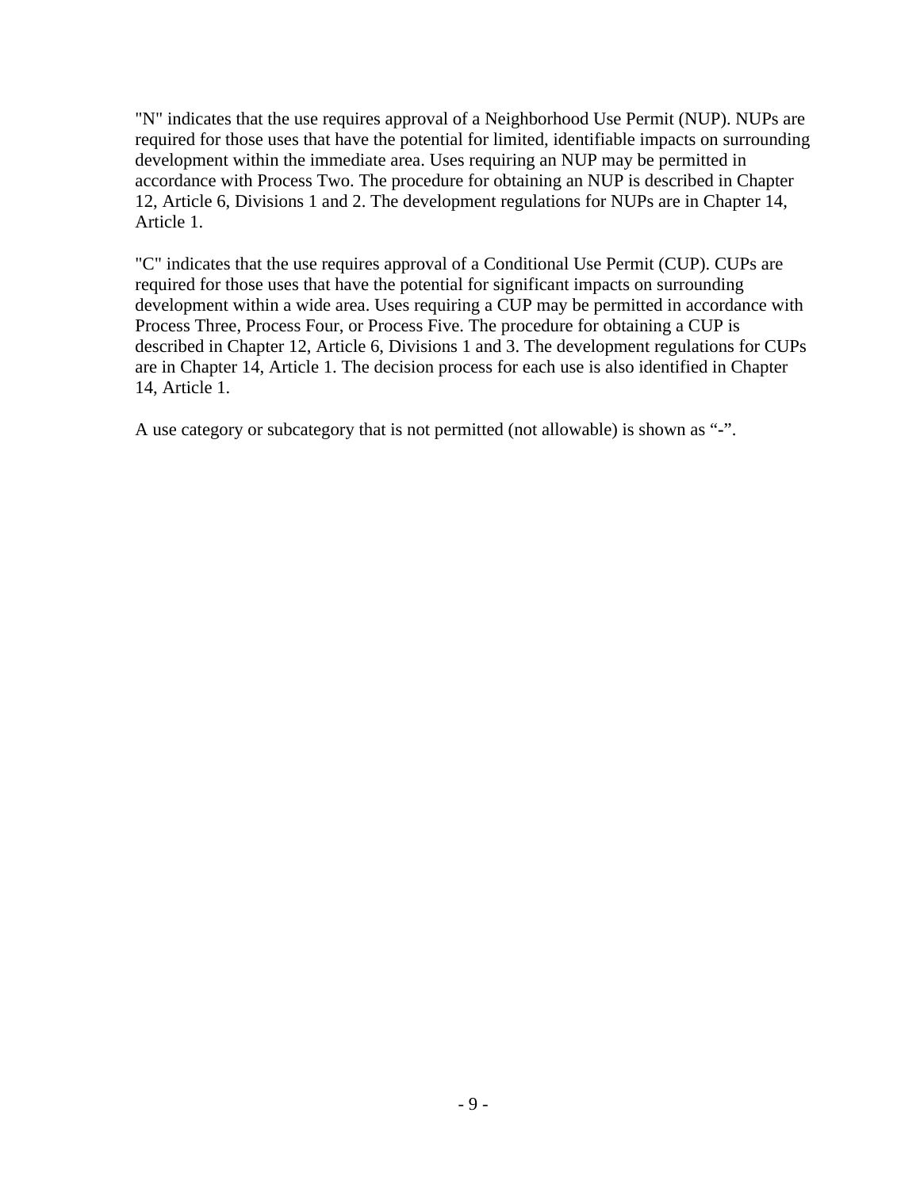"N" indicates that the use requires approval of a Neighborhood Use Permit (NUP). NUPs are required for those uses that have the potential for limited, identifiable impacts on surrounding development within the immediate area. Uses requiring an NUP may be permitted in accordance with Process Two. The procedure for obtaining an NUP is described in Chapter 12, Article 6, Divisions 1 and 2. The development regulations for NUPs are in Chapter 14, Article 1.

"C" indicates that the use requires approval of a Conditional Use Permit (CUP). CUPs are required for those uses that have the potential for significant impacts on surrounding development within a wide area. Uses requiring a CUP may be permitted in accordance with Process Three, Process Four, or Process Five. The procedure for obtaining a CUP is described in Chapter 12, Article 6, Divisions 1 and 3. The development regulations for CUPs are in Chapter 14, Article 1. The decision process for each use is also identified in Chapter 14, Article 1.

A use category or subcategory that is not permitted (not allowable) is shown as “-”.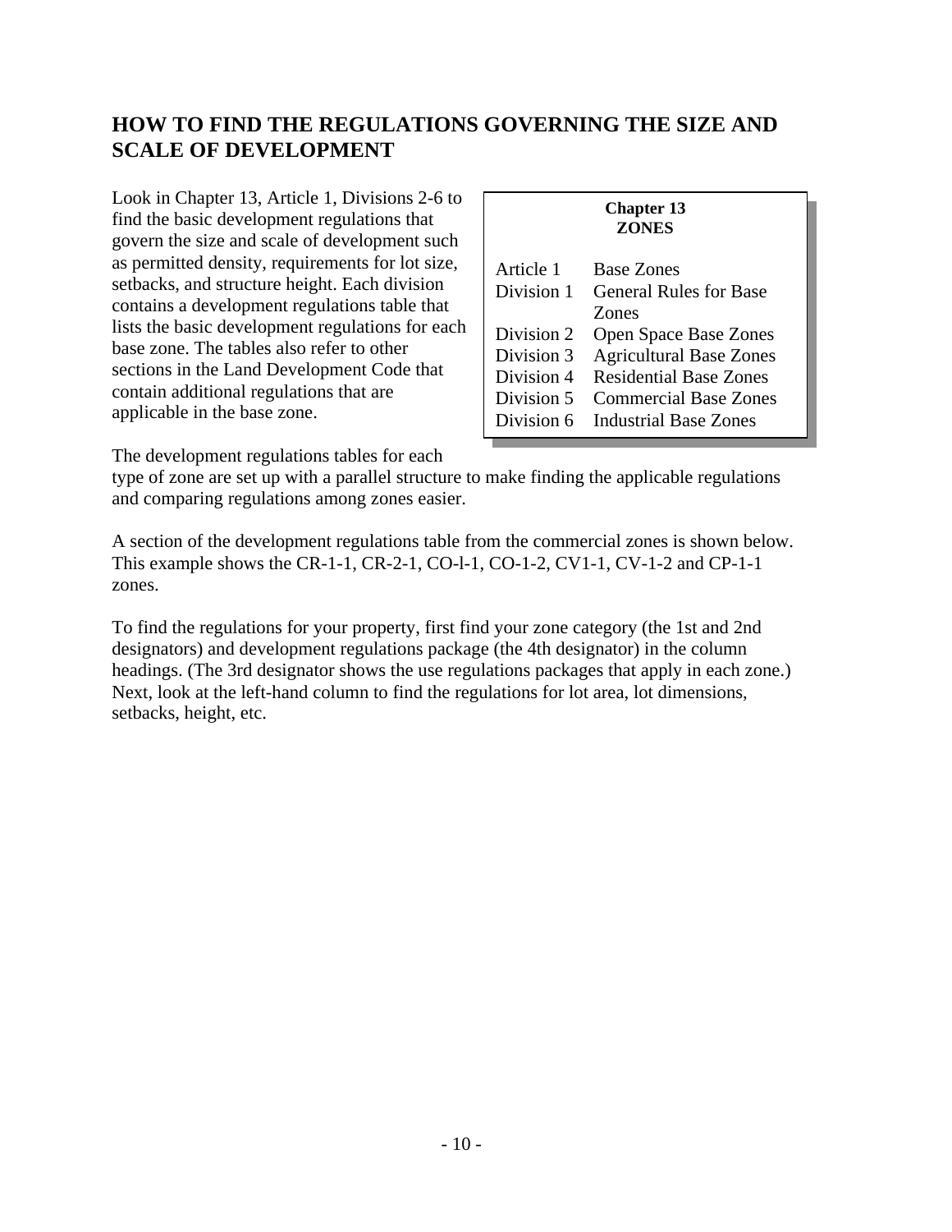## HOW TO FIND THE REGULATIONS GOVERNING THE SIZE AND SCALE OF DEVELOPMENT

Look in Chapter 13, Article 1, Divisions 2-6 to find the basic development regulations that govern the size and scale of development such as permitted density, requirements for lot size, setbacks, and structure height. Each division contains a development regulations table that lists the basic development regulations for each base zone. The tables also refer to other sections in the Land Development Code that contain additional regulations that are applicable in the base zone.

| **Chapter 13 ZONES** | |
|---|---|
| Article 1 | Base Zones |
| Division 1 | General Rules for Base Zones |
| Division 2 | Open Space Base Zones |
| Division 3 | Agricultural Base Zones |
| Division 4 | Residential Base Zones |
| Division 5 | Commercial Base Zones |
| Division 6 | Industrial Base Zones |

The development regulations tables for each type of zone are set up with a parallel structure to make finding the applicable regulations and comparing regulations among zones easier.

A section of the development regulations table from the commercial zones is shown below. This example shows the CR-1-1, CR-2-1, CO-l-1, CO-1-2, CV1-1, CV-1-2 and CP-1-1 zones.

To find the regulations for your property, first find your zone category (the 1st and 2nd designators) and development regulations package (the 4th designator) in the column headings. (The 3rd designator shows the use regulations packages that apply in each zone.) Next, look at the left-hand column to find the regulations for lot area, lot dimensions, setbacks, height, etc.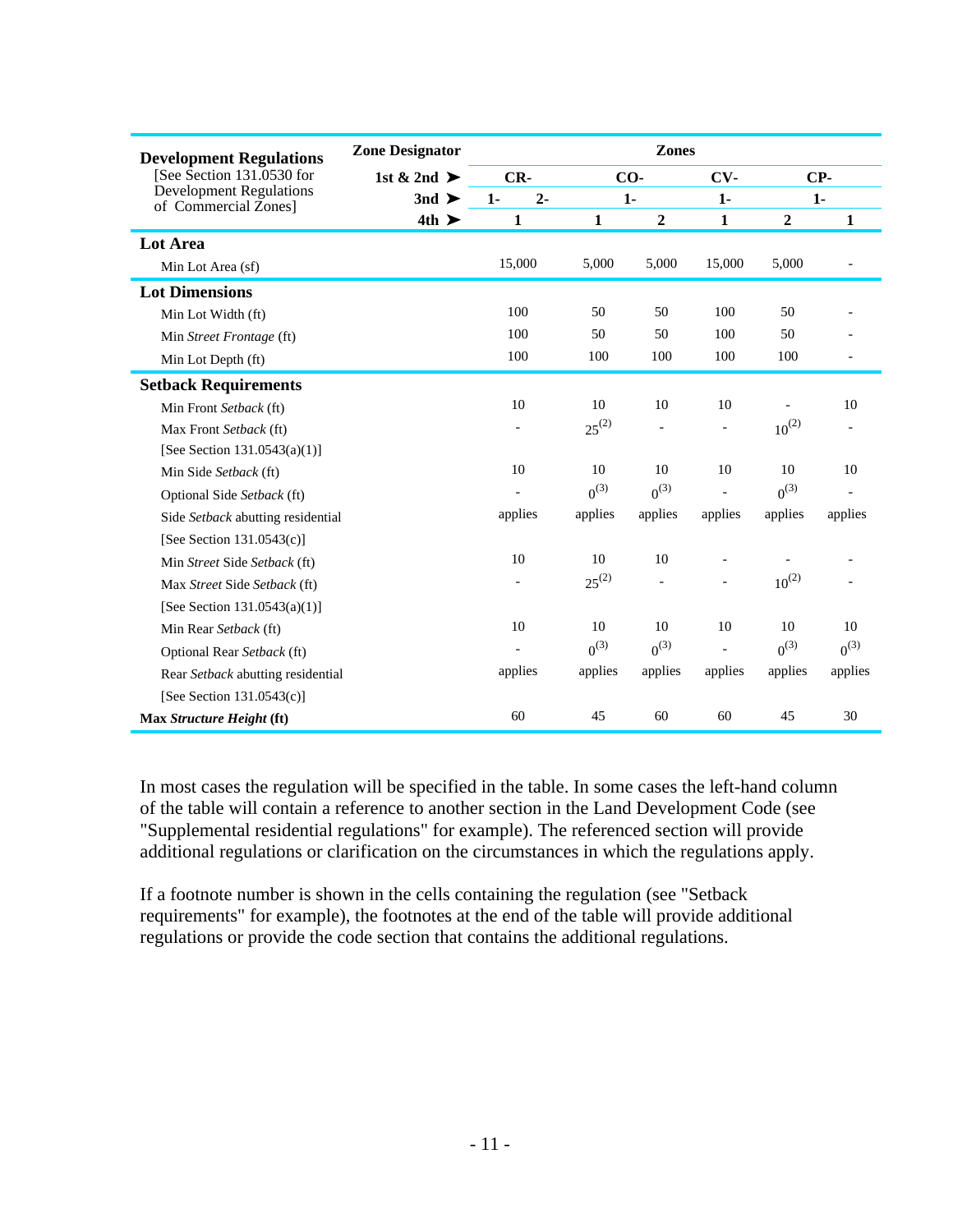| **Development Regulations** [See Section 131.0530 for Development Regulations of Commercial Zones] | **Zone Designator** | **Zones** | | | | | |
|---|---|---|---|---|---|---|---|
| | **1st & 2nd ➤** | **CR-** | **CO-** | | **CV-** | **CP-** | |
| | **3nd ➤** | **1-** | **2-** | **1-** | | **1-** | **1-** |
| | **4th ➤** | **1** | **1** | **2** | **1** | **2** | **1** |
| **Lot Area** | | | | | | | |
| Min Lot Area (sf) | | 15,000 | 5,000 | 5,000 | 15,000 | 5,000 | - |
| **Lot Dimensions** | | | | | | | |
| Min Lot Width (ft) | | 100 | 50 | 50 | 100 | 50 | - |
| Min *Street Frontage* (ft) | | 100 | 50 | 50 | 100 | 50 | - |
| Min Lot Depth (ft) | | 100 | 100 | 100 | 100 | 100 | - |
| **Setback Requirements** | | | | | | | |
| Min Front *Setback* (ft) | | 10 | 10 | 10 | 10 | - | 10 |
| Max Front *Setback* (ft) [See Section 131.0543(a)(1)] | | - | 25(2) | - | - | 10(2) | - |
| Min Side *Setback* (ft) | | 10 | 10 | 10 | 10 | 10 | 10 |
| Optional Side *Setback* (ft) | | - | 0(3) | 0(3) | - | 0(3) | - |
| Side *Setback* abutting residential [See Section 131.0543(c)] | | applies | applies | applies | applies | applies | applies |
| Min *Street* Side *Setback* (ft) | | 10 | 10 | 10 | - | - | - |
| Max *Street* Side *Setback* (ft) [See Section 131.0543(a)(1)] | | - | 25(2) | - | - | 10(2) | - |
| Min Rear *Setback* (ft) | | 10 | 10 | 10 | 10 | 10 | 10 |
| Optional Rear *Setback* (ft) | | - | 0(3) | 0(3) | - | 0(3) | 0(3) |
| Rear *Setback* abutting residential [See Section 131.0543(c)] | | applies | applies | applies | applies | applies | applies |
| **Max *Structure Height* (ft)** | | 60 | 45 | 60 | 60 | 45 | 30 |

In most cases the regulation will be specified in the table. In some cases the left-hand column of the table will contain a reference to another section in the Land Development Code (see "Supplemental residential regulations" for example). The referenced section will provide additional regulations or clarification on the circumstances in which the regulations apply.

If a footnote number is shown in the cells containing the regulation (see "Setback requirements" for example), the footnotes at the end of the table will provide additional regulations or provide the code section that contains the additional regulations.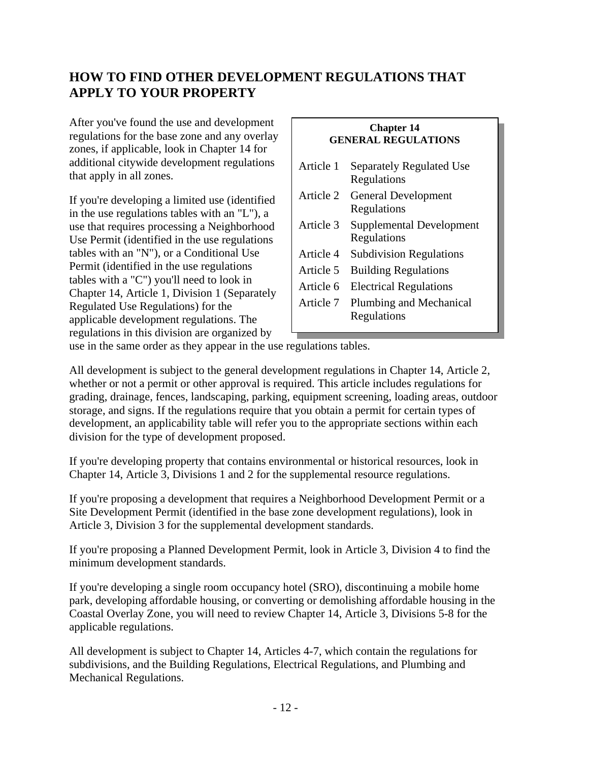## HOW TO FIND OTHER DEVELOPMENT REGULATIONS THAT APPLY TO YOUR PROPERTY

**Chapter 14**
**GENERAL REGULATIONS**

| | |
|---|---|
| Article 1 | Separately Regulated Use Regulations |
| Article 2 | General Development Regulations |
| Article 3 | Supplemental Development Regulations |
| Article 4 | Subdivision Regulations |
| Article 5 | Building Regulations |
| Article 6 | Electrical Regulations |
| Article 7 | Plumbing and Mechanical Regulations |

After you've found the use and development regulations for the base zone and any overlay zones, if applicable, look in Chapter 14 for additional citywide development regulations that apply in all zones.

If you're developing a limited use (identified in the use regulations tables with an "L"), a use that requires processing a Neighborhood Use Permit (identified in the use regulations tables with an "N"), or a Conditional Use Permit (identified in the use regulations tables with a "C") you'll need to look in Chapter 14, Article 1, Division 1 (Separately Regulated Use Regulations) for the applicable development regulations. The regulations in this division are organized by use in the same order as they appear in the use regulations tables.

All development is subject to the general development regulations in Chapter 14, Article 2, whether or not a permit or other approval is required. This article includes regulations for grading, drainage, fences, landscaping, parking, equipment screening, loading areas, outdoor storage, and signs. If the regulations require that you obtain a permit for certain types of development, an applicability table will refer you to the appropriate sections within each division for the type of development proposed.

If you're developing property that contains environmental or historical resources, look in Chapter 14, Article 3, Divisions 1 and 2 for the supplemental resource regulations.

If you're proposing a development that requires a Neighborhood Development Permit or a Site Development Permit (identified in the base zone development regulations), look in Article 3, Division 3 for the supplemental development standards.

If you're proposing a Planned Development Permit, look in Article 3, Division 4 to find the minimum development standards.

If you're developing a single room occupancy hotel (SRO), discontinuing a mobile home park, developing affordable housing, or converting or demolishing affordable housing in the Coastal Overlay Zone, you will need to review Chapter 14, Article 3, Divisions 5-8 for the applicable regulations.

All development is subject to Chapter 14, Articles 4-7, which contain the regulations for subdivisions, and the Building Regulations, Electrical Regulations, and Plumbing and Mechanical Regulations.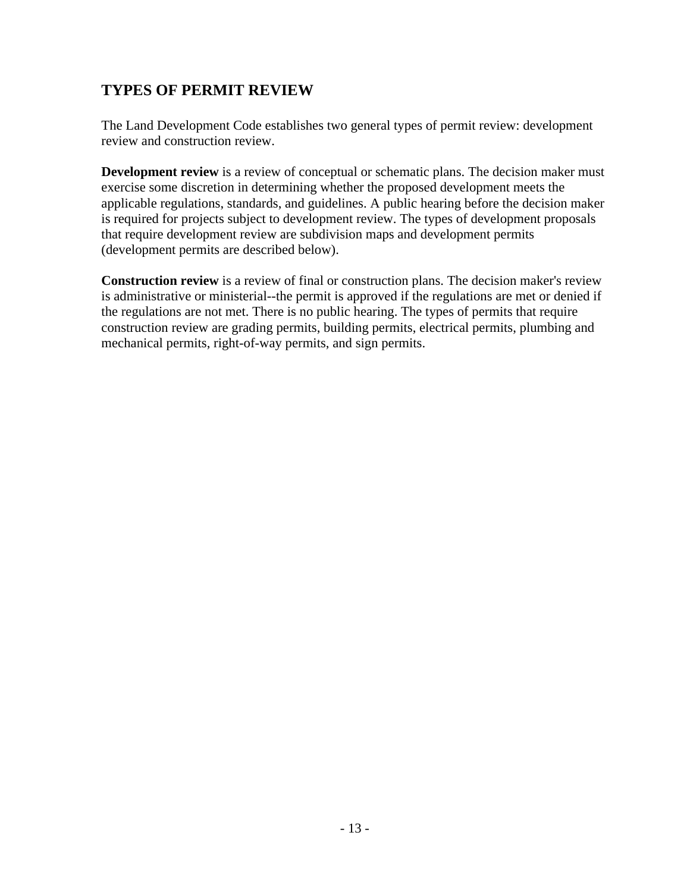## TYPES OF PERMIT REVIEW

The Land Development Code establishes two general types of permit review: development review and construction review.

**Development review** is a review of conceptual or schematic plans. The decision maker must exercise some discretion in determining whether the proposed development meets the applicable regulations, standards, and guidelines. A public hearing before the decision maker is required for projects subject to development review. The types of development proposals that require development review are subdivision maps and development permits (development permits are described below).

**Construction review** is a review of final or construction plans. The decision maker's review is administrative or ministerial--the permit is approved if the regulations are met or denied if the regulations are not met. There is no public hearing. The types of permits that require construction review are grading permits, building permits, electrical permits, plumbing and mechanical permits, right-of-way permits, and sign permits.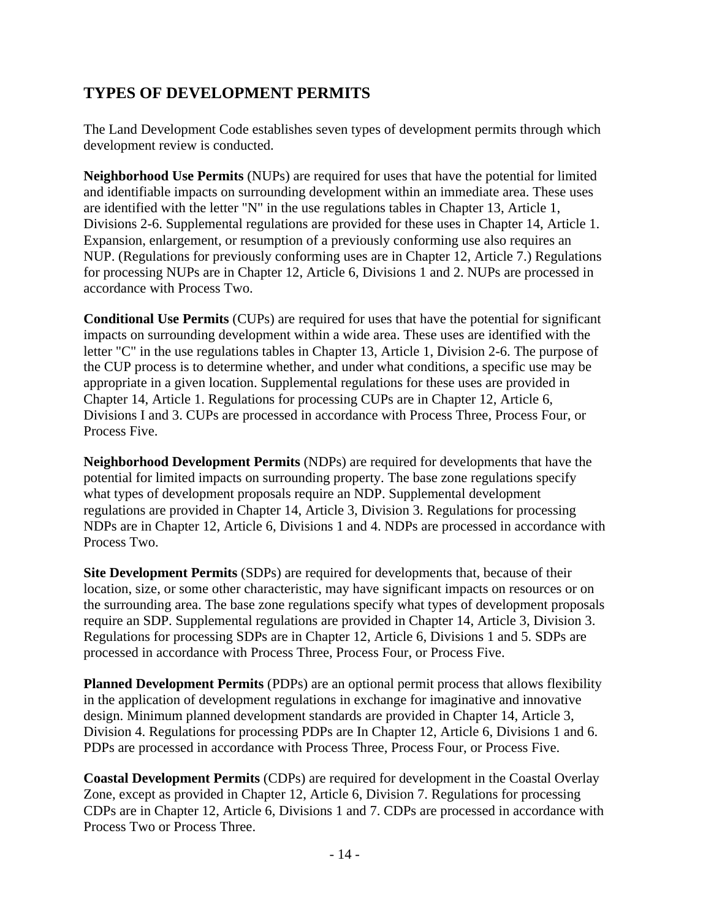## TYPES OF DEVELOPMENT PERMITS

The Land Development Code establishes seven types of development permits through which development review is conducted.

**Neighborhood Use Permits** (NUPs) are required for uses that have the potential for limited and identifiable impacts on surrounding development within an immediate area. These uses are identified with the letter "N" in the use regulations tables in Chapter 13, Article 1, Divisions 2-6. Supplemental regulations are provided for these uses in Chapter 14, Article 1. Expansion, enlargement, or resumption of a previously conforming use also requires an NUP. (Regulations for previously conforming uses are in Chapter 12, Article 7.) Regulations for processing NUPs are in Chapter 12, Article 6, Divisions 1 and 2. NUPs are processed in accordance with Process Two.

**Conditional Use Permits** (CUPs) are required for uses that have the potential for significant impacts on surrounding development within a wide area. These uses are identified with the letter "C" in the use regulations tables in Chapter 13, Article 1, Division 2-6. The purpose of the CUP process is to determine whether, and under what conditions, a specific use may be appropriate in a given location. Supplemental regulations for these uses are provided in Chapter 14, Article 1. Regulations for processing CUPs are in Chapter 12, Article 6, Divisions I and 3. CUPs are processed in accordance with Process Three, Process Four, or Process Five.

**Neighborhood Development Permits** (NDPs) are required for developments that have the potential for limited impacts on surrounding property. The base zone regulations specify what types of development proposals require an NDP. Supplemental development regulations are provided in Chapter 14, Article 3, Division 3. Regulations for processing NDPs are in Chapter 12, Article 6, Divisions 1 and 4. NDPs are processed in accordance with Process Two.

**Site Development Permits** (SDPs) are required for developments that, because of their location, size, or some other characteristic, may have significant impacts on resources or on the surrounding area. The base zone regulations specify what types of development proposals require an SDP. Supplemental regulations are provided in Chapter 14, Article 3, Division 3. Regulations for processing SDPs are in Chapter 12, Article 6, Divisions 1 and 5. SDPs are processed in accordance with Process Three, Process Four, or Process Five.

**Planned Development Permits** (PDPs) are an optional permit process that allows flexibility in the application of development regulations in exchange for imaginative and innovative design. Minimum planned development standards are provided in Chapter 14, Article 3, Division 4. Regulations for processing PDPs are In Chapter 12, Article 6, Divisions 1 and 6. PDPs are processed in accordance with Process Three, Process Four, or Process Five.

**Coastal Development Permits** (CDPs) are required for development in the Coastal Overlay Zone, except as provided in Chapter 12, Article 6, Division 7. Regulations for processing CDPs are in Chapter 12, Article 6, Divisions 1 and 7. CDPs are processed in accordance with Process Two or Process Three.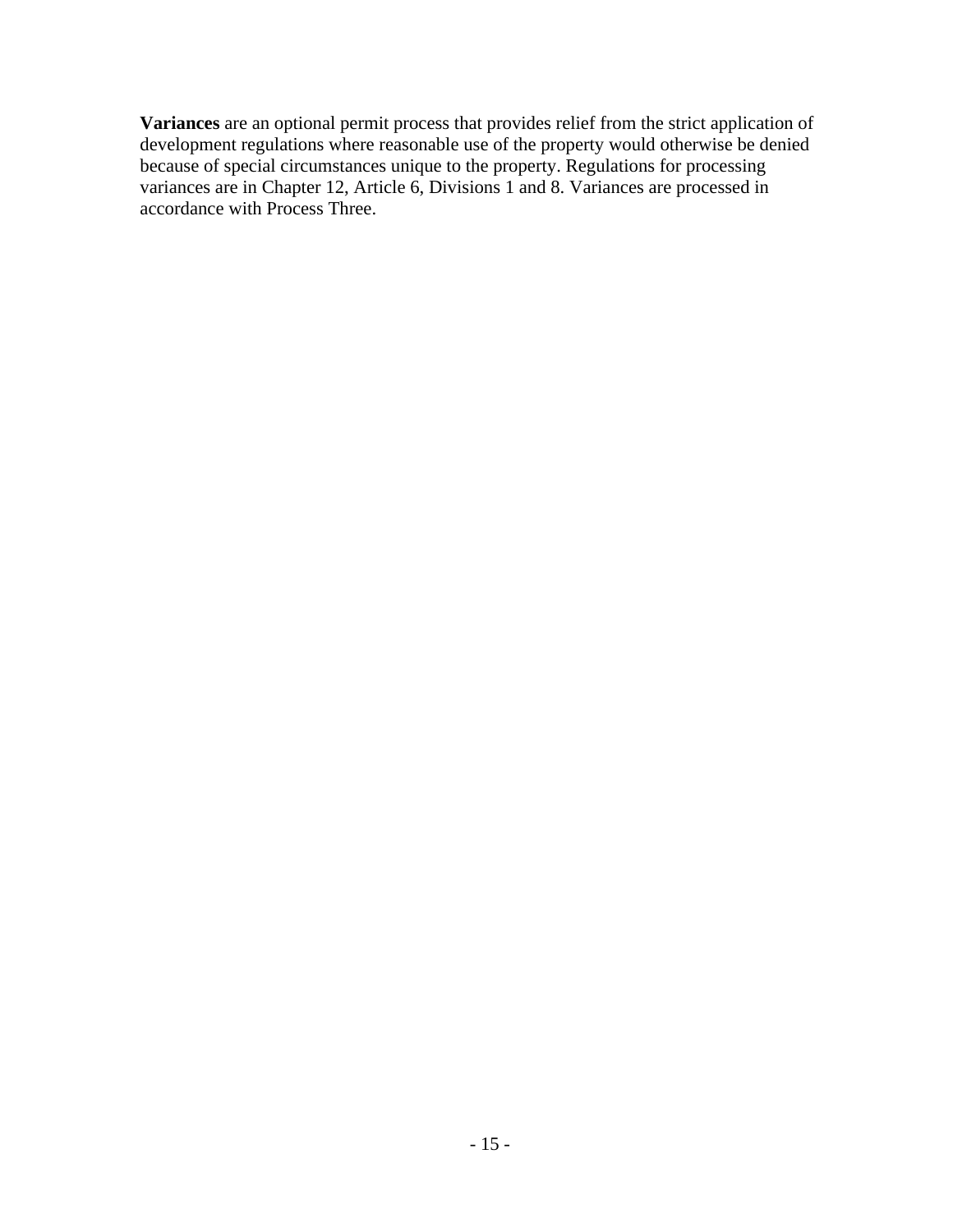**Variances** are an optional permit process that provides relief from the strict application of development regulations where reasonable use of the property would otherwise be denied because of special circumstances unique to the property. Regulations for processing variances are in Chapter 12, Article 6, Divisions 1 and 8. Variances are processed in accordance with Process Three.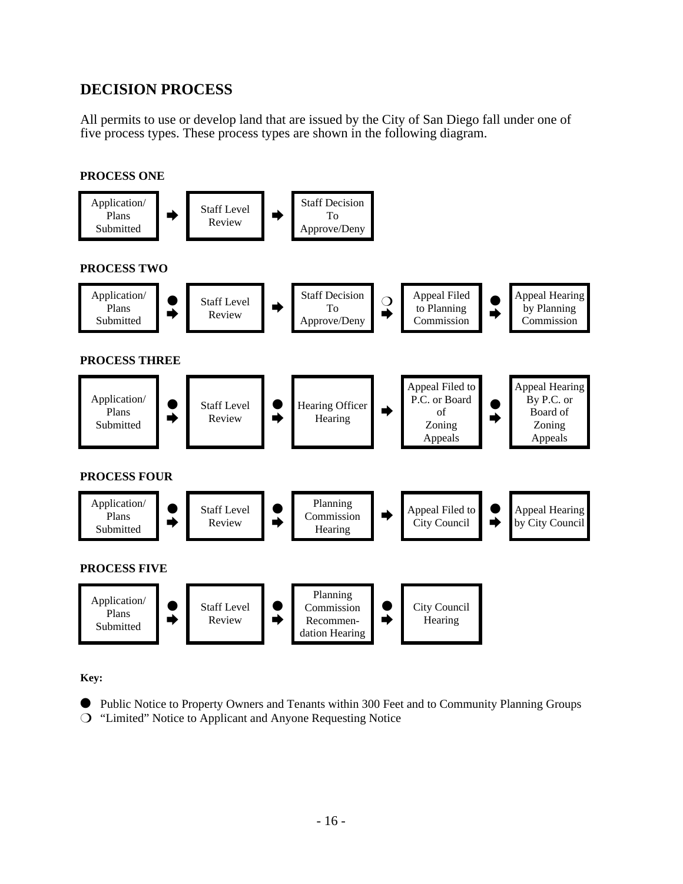## DECISION PROCESS

All permits to use or develop land that are issued by the City of San Diego fall under one of five process types. These process types are shown in the following diagram.

**PROCESS ONE**

Application/ Plans Submitted ➡ Staff Level Review ➡ Staff Decision To Approve/Deny

**PROCESS TWO**

Application/ Plans Submitted ● ➡ Staff Level Review ➡ Staff Decision To Approve/Deny ❍ ➡ Appeal Filed to Planning Commission ● ➡ Appeal Hearing by Planning Commission

**PROCESS THREE**

Application/ Plans Submitted ● ➡ Staff Level Review ● ➡ Hearing Officer Hearing ➡ Appeal Filed to P.C. or Board of Zoning Appeals ● ➡ Appeal Hearing By P.C. or Board of Zoning Appeals

**PROCESS FOUR**

Application/ Plans Submitted ● ➡ Staff Level Review ● ➡ Planning Commission Hearing ➡ Appeal Filed to City Council ● ➡ Appeal Hearing by City Council

**PROCESS FIVE**

Application/ Plans Submitted ● ➡ Staff Level Review ● ➡ Planning Commission Recommen-dation Hearing ● ➡ City Council Hearing

**Key:**

- ● Public Notice to Property Owners and Tenants within 300 Feet and to Community Planning Groups
- ❍ "Limited" Notice to Applicant and Anyone Requesting Notice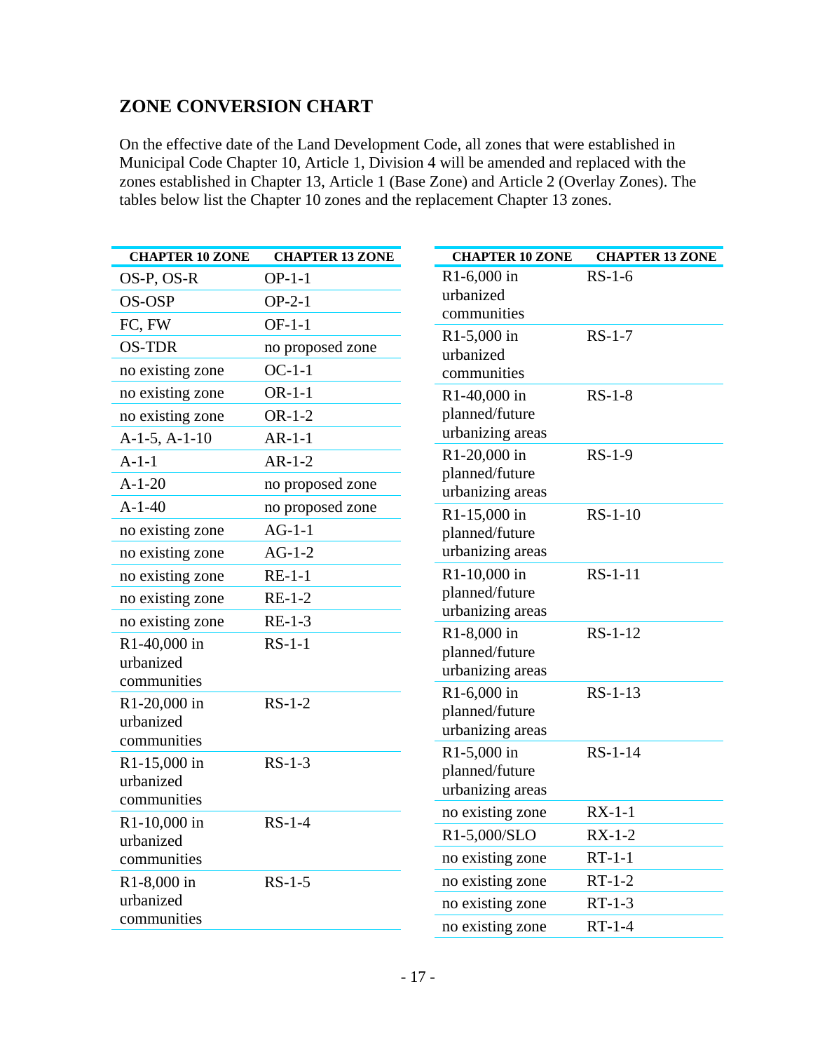## ZONE CONVERSION CHART

On the effective date of the Land Development Code, all zones that were established in Municipal Code Chapter 10, Article 1, Division 4 will be amended and replaced with the zones established in Chapter 13, Article 1 (Base Zone) and Article 2 (Overlay Zones). The tables below list the Chapter 10 zones and the replacement Chapter 13 zones.

| CHAPTER 10 ZONE | CHAPTER 13 ZONE |
|---|---|
| OS-P, OS-R | OP-1-1 |
| OS-OSP | OP-2-1 |
| FC, FW | OF-1-1 |
| OS-TDR | no proposed zone |
| no existing zone | OC-1-1 |
| no existing zone | OR-1-1 |
| no existing zone | OR-1-2 |
| A-1-5, A-1-10 | AR-1-1 |
| A-1-1 | AR-1-2 |
| A-1-20 | no proposed zone |
| A-1-40 | no proposed zone |
| no existing zone | AG-1-1 |
| no existing zone | AG-1-2 |
| no existing zone | RE-1-1 |
| no existing zone | RE-1-2 |
| no existing zone | RE-1-3 |
| R1-40,000 in urbanized communities | RS-1-1 |
| R1-20,000 in urbanized communities | RS-1-2 |
| R1-15,000 in urbanized communities | RS-1-3 |
| R1-10,000 in urbanized communities | RS-1-4 |
| R1-8,000 in urbanized communities | RS-1-5 |

| CHAPTER 10 ZONE | CHAPTER 13 ZONE |
|---|---|
| R1-6,000 in urbanized communities | RS-1-6 |
| R1-5,000 in urbanized communities | RS-1-7 |
| R1-40,000 in planned/future urbanizing areas | RS-1-8 |
| R1-20,000 in planned/future urbanizing areas | RS-1-9 |
| R1-15,000 in planned/future urbanizing areas | RS-1-10 |
| R1-10,000 in planned/future urbanizing areas | RS-1-11 |
| R1-8,000 in planned/future urbanizing areas | RS-1-12 |
| R1-6,000 in planned/future urbanizing areas | RS-1-13 |
| R1-5,000 in planned/future urbanizing areas | RS-1-14 |
| no existing zone | RX-1-1 |
| R1-5,000/SLO | RX-1-2 |
| no existing zone | RT-1-1 |
| no existing zone | RT-1-2 |
| no existing zone | RT-1-3 |
| no existing zone | RT-1-4 |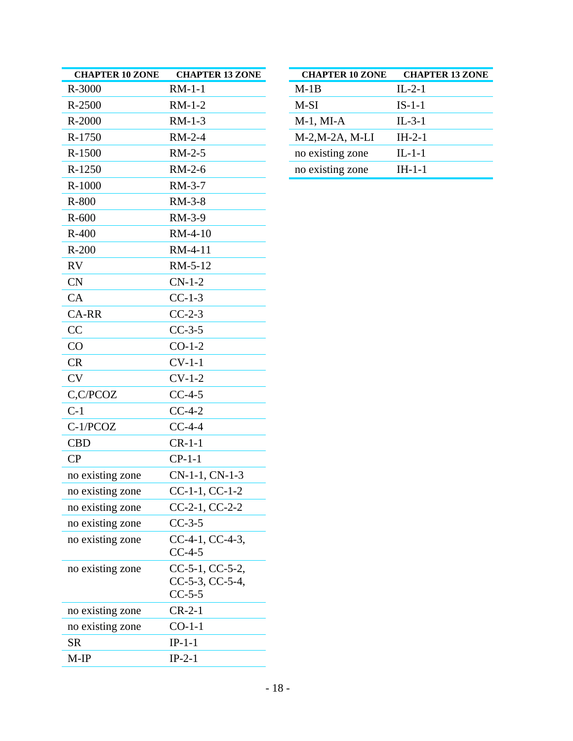| CHAPTER 10 ZONE | CHAPTER 13 ZONE |
|---|---|
| R-3000 | RM-1-1 |
| R-2500 | RM-1-2 |
| R-2000 | RM-1-3 |
| R-1750 | RM-2-4 |
| R-1500 | RM-2-5 |
| R-1250 | RM-2-6 |
| R-1000 | RM-3-7 |
| R-800 | RM-3-8 |
| R-600 | RM-3-9 |
| R-400 | RM-4-10 |
| R-200 | RM-4-11 |
| RV | RM-5-12 |
| CN | CN-1-2 |
| CA | CC-1-3 |
| CA-RR | CC-2-3 |
| CC | CC-3-5 |
| CO | CO-1-2 |
| CR | CV-1-1 |
| CV | CV-1-2 |
| C,C/PCOZ | CC-4-5 |
| C-1 | CC-4-2 |
| C-1/PCOZ | CC-4-4 |
| CBD | CR-1-1 |
| CP | CP-1-1 |
| no existing zone | CN-1-1, CN-1-3 |
| no existing zone | CC-1-1, CC-1-2 |
| no existing zone | CC-2-1, CC-2-2 |
| no existing zone | CC-3-5 |
| no existing zone | CC-4-1, CC-4-3, CC-4-5 |
| no existing zone | CC-5-1, CC-5-2, CC-5-3, CC-5-4, CC-5-5 |
| no existing zone | CR-2-1 |
| no existing zone | CO-1-1 |
| SR | IP-1-1 |
| M-IP | IP-2-1 |

| CHAPTER 10 ZONE | CHAPTER 13 ZONE |
|---|---|
| M-1B | IL-2-1 |
| M-SI | IS-1-1 |
| M-1, MI-A | IL-3-1 |
| M-2,M-2A, M-LI | IH-2-1 |
| no existing zone | IL-1-1 |
| no existing zone | IH-1-1 |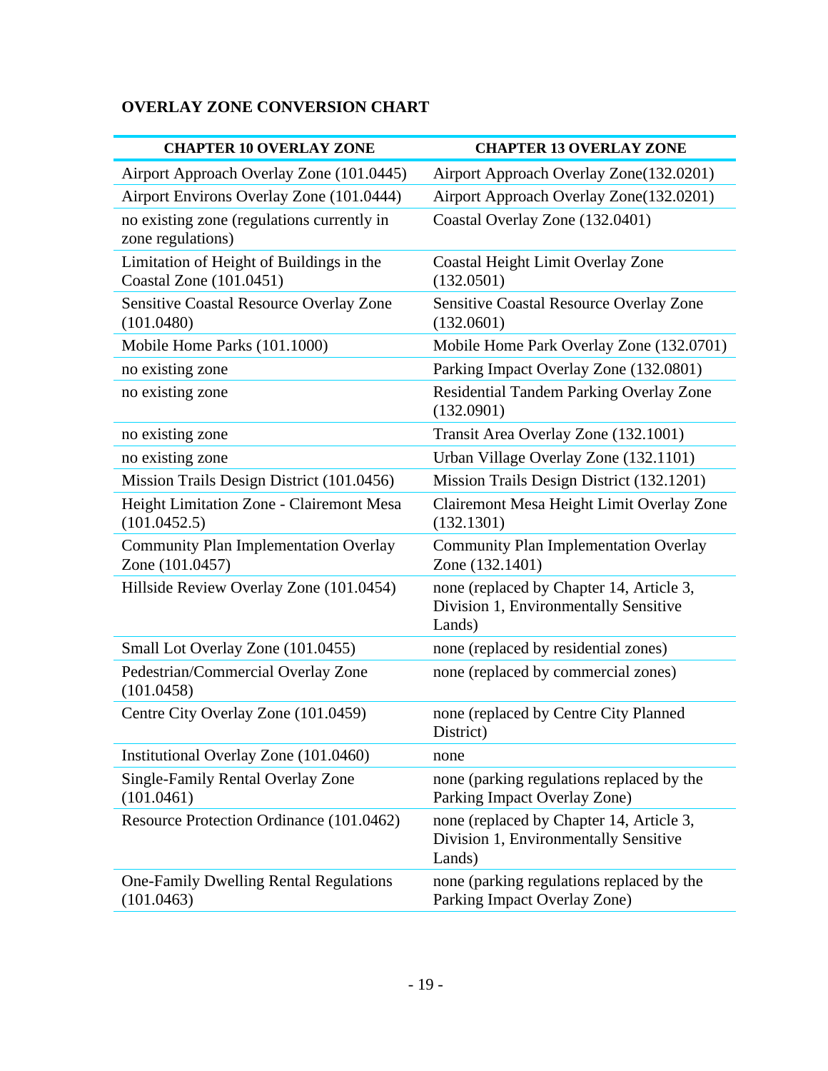## OVERLAY ZONE CONVERSION CHART

| CHAPTER 10 OVERLAY ZONE | CHAPTER 13 OVERLAY ZONE |
|---|---|
| Airport Approach Overlay Zone (101.0445) | Airport Approach Overlay Zone(132.0201) |
| Airport Environs Overlay Zone (101.0444) | Airport Approach Overlay Zone(132.0201) |
| no existing zone (regulations currently in zone regulations) | Coastal Overlay Zone (132.0401) |
| Limitation of Height of Buildings in the Coastal Zone (101.0451) | Coastal Height Limit Overlay Zone (132.0501) |
| Sensitive Coastal Resource Overlay Zone (101.0480) | Sensitive Coastal Resource Overlay Zone (132.0601) |
| Mobile Home Parks (101.1000) | Mobile Home Park Overlay Zone (132.0701) |
| no existing zone | Parking Impact Overlay Zone (132.0801) |
| no existing zone | Residential Tandem Parking Overlay Zone (132.0901) |
| no existing zone | Transit Area Overlay Zone (132.1001) |
| no existing zone | Urban Village Overlay Zone (132.1101) |
| Mission Trails Design District (101.0456) | Mission Trails Design District (132.1201) |
| Height Limitation Zone - Clairemont Mesa (101.0452.5) | Clairemont Mesa Height Limit Overlay Zone (132.1301) |
| Community Plan Implementation Overlay Zone (101.0457) | Community Plan Implementation Overlay Zone (132.1401) |
| Hillside Review Overlay Zone (101.0454) | none (replaced by Chapter 14, Article 3, Division 1, Environmentally Sensitive Lands) |
| Small Lot Overlay Zone (101.0455) | none (replaced by residential zones) |
| Pedestrian/Commercial Overlay Zone (101.0458) | none (replaced by commercial zones) |
| Centre City Overlay Zone (101.0459) | none (replaced by Centre City Planned District) |
| Institutional Overlay Zone (101.0460) | none |
| Single-Family Rental Overlay Zone (101.0461) | none (parking regulations replaced by the Parking Impact Overlay Zone) |
| Resource Protection Ordinance (101.0462) | none (replaced by Chapter 14, Article 3, Division 1, Environmentally Sensitive Lands) |
| One-Family Dwelling Rental Regulations (101.0463) | none (parking regulations replaced by the Parking Impact Overlay Zone) |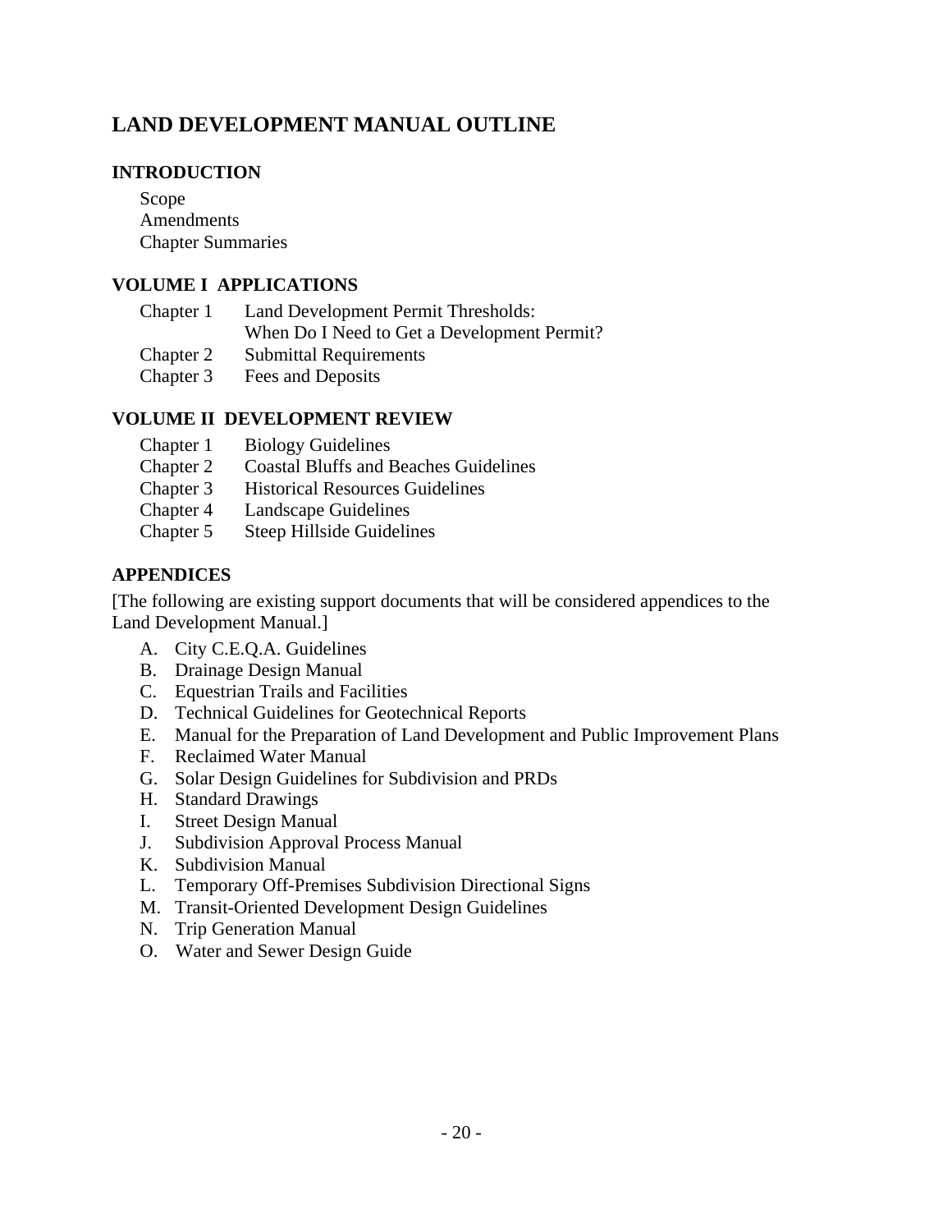# LAND DEVELOPMENT MANUAL OUTLINE

## INTRODUCTION

Scope
Amendments
Chapter Summaries

## VOLUME I APPLICATIONS

| | |
|---|---|
| Chapter 1 | Land Development Permit Thresholds: When Do I Need to Get a Development Permit? |
| Chapter 2 | Submittal Requirements |
| Chapter 3 | Fees and Deposits |

## VOLUME II DEVELOPMENT REVIEW

| | |
|---|---|
| Chapter 1 | Biology Guidelines |
| Chapter 2 | Coastal Bluffs and Beaches Guidelines |
| Chapter 3 | Historical Resources Guidelines |
| Chapter 4 | Landscape Guidelines |
| Chapter 5 | Steep Hillside Guidelines |

## APPENDICES

[The following are existing support documents that will be considered appendices to the Land Development Manual.]

A. City C.E.Q.A. Guidelines
B. Drainage Design Manual
C. Equestrian Trails and Facilities
D. Technical Guidelines for Geotechnical Reports
E. Manual for the Preparation of Land Development and Public Improvement Plans
F. Reclaimed Water Manual
G. Solar Design Guidelines for Subdivision and PRDs
H. Standard Drawings
I. Street Design Manual
J. Subdivision Approval Process Manual
K. Subdivision Manual
L. Temporary Off-Premises Subdivision Directional Signs
M. Transit-Oriented Development Design Guidelines
N. Trip Generation Manual
O. Water and Sewer Design Guide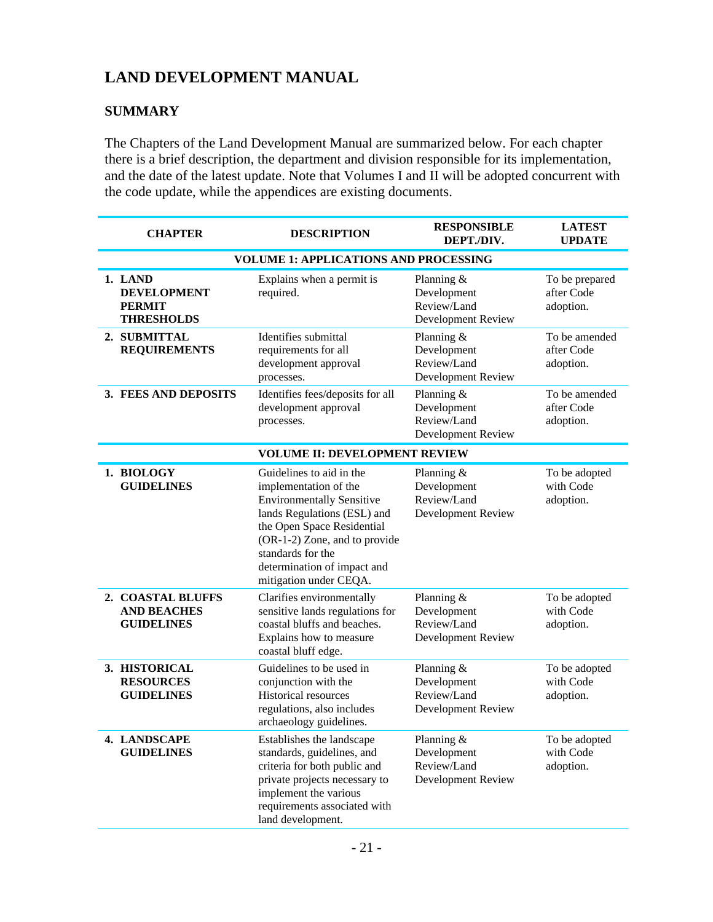# LAND DEVELOPMENT MANUAL

## SUMMARY

The Chapters of the Land Development Manual are summarized below. For each chapter there is a brief description, the department and division responsible for its implementation, and the date of the latest update. Note that Volumes I and II will be adopted concurrent with the code update, while the appendices are existing documents.

| CHAPTER | DESCRIPTION | RESPONSIBLE DEPT./DIV. | LATEST UPDATE |
|---|---|---|---|
| | **VOLUME 1: APPLICATIONS AND PROCESSING** | | |
| **1. LAND DEVELOPMENT PERMIT THRESHOLDS** | Explains when a permit is required. | Planning & Development Review/Land Development Review | To be prepared after Code adoption. |
| **2. SUBMITTAL REQUIREMENTS** | Identifies submittal requirements for all development approval processes. | Planning & Development Review/Land Development Review | To be amended after Code adoption. |
| **3. FEES AND DEPOSITS** | Identifies fees/deposits for all development approval processes. | Planning & Development Review/Land Development Review | To be amended after Code adoption. |
| | **VOLUME II: DEVELOPMENT REVIEW** | | |
| **1. BIOLOGY GUIDELINES** | Guidelines to aid in the implementation of the Environmentally Sensitive lands Regulations (ESL) and the Open Space Residential (OR-1-2) Zone, and to provide standards for the determination of impact and mitigation under CEQA. | Planning & Development Review/Land Development Review | To be adopted with Code adoption. |
| **2. COASTAL BLUFFS AND BEACHES GUIDELINES** | Clarifies environmentally sensitive lands regulations for coastal bluffs and beaches. Explains how to measure coastal bluff edge. | Planning & Development Review/Land Development Review | To be adopted with Code adoption. |
| **3. HISTORICAL RESOURCES GUIDELINES** | Guidelines to be used in conjunction with the Historical resources regulations, also includes archaeology guidelines. | Planning & Development Review/Land Development Review | To be adopted with Code adoption. |
| **4. LANDSCAPE GUIDELINES** | Establishes the landscape standards, guidelines, and criteria for both public and private projects necessary to implement the various requirements associated with land development. | Planning & Development Review/Land Development Review | To be adopted with Code adoption. |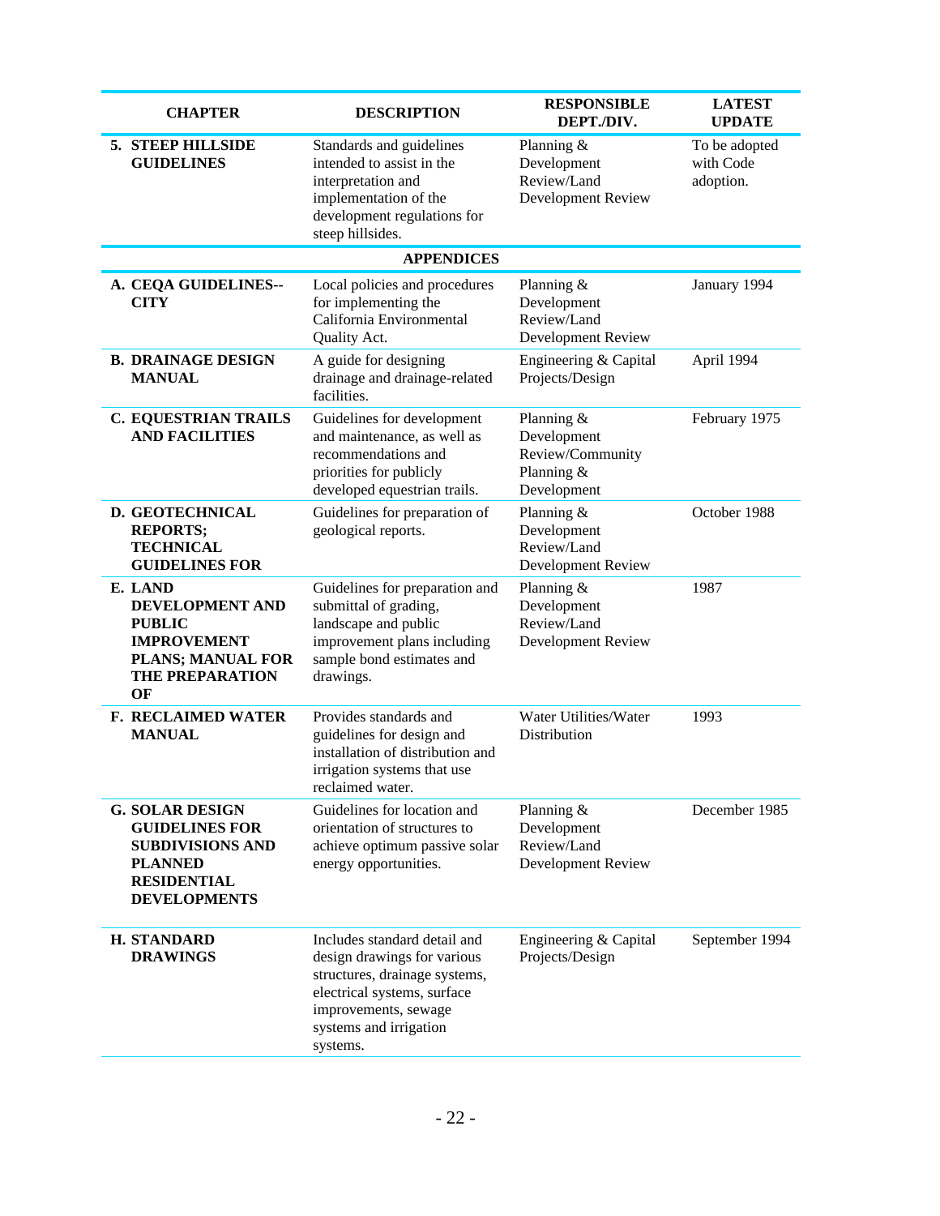| CHAPTER | DESCRIPTION | RESPONSIBLE DEPT./DIV. | LATEST UPDATE |
|---|---|---|---|
| **5. STEEP HILLSIDE GUIDELINES** | Standards and guidelines intended to assist in the interpretation and implementation of the development regulations for steep hillsides. | Planning & Development Review/Land Development Review | To be adopted with Code adoption. |
| | **APPENDICES** | | |
| **A. CEQA GUIDELINES--CITY** | Local policies and procedures for implementing the California Environmental Quality Act. | Planning & Development Review/Land Development Review | January 1994 |
| **B. DRAINAGE DESIGN MANUAL** | A guide for designing drainage and drainage-related facilities. | Engineering & Capital Projects/Design | April 1994 |
| **C. EQUESTRIAN TRAILS AND FACILITIES** | Guidelines for development and maintenance, as well as recommendations and priorities for publicly developed equestrian trails. | Planning & Development Review/Community Planning & Development | February 1975 |
| **D. GEOTECHNICAL REPORTS; TECHNICAL GUIDELINES FOR** | Guidelines for preparation of geological reports. | Planning & Development Review/Land Development Review | October 1988 |
| **E. LAND DEVELOPMENT AND PUBLIC IMPROVEMENT PLANS; MANUAL FOR THE PREPARATION OF** | Guidelines for preparation and submittal of grading, landscape and public improvement plans including sample bond estimates and drawings. | Planning & Development Review/Land Development Review | 1987 |
| **F. RECLAIMED WATER MANUAL** | Provides standards and guidelines for design and installation of distribution and irrigation systems that use reclaimed water. | Water Utilities/Water Distribution | 1993 |
| **G. SOLAR DESIGN GUIDELINES FOR SUBDIVISIONS AND PLANNED RESIDENTIAL DEVELOPMENTS** | Guidelines for location and orientation of structures to achieve optimum passive solar energy opportunities. | Planning & Development Review/Land Development Review | December 1985 |
| **H. STANDARD DRAWINGS** | Includes standard detail and design drawings for various structures, drainage systems, electrical systems, surface improvements, sewage systems and irrigation systems. | Engineering & Capital Projects/Design | September 1994 |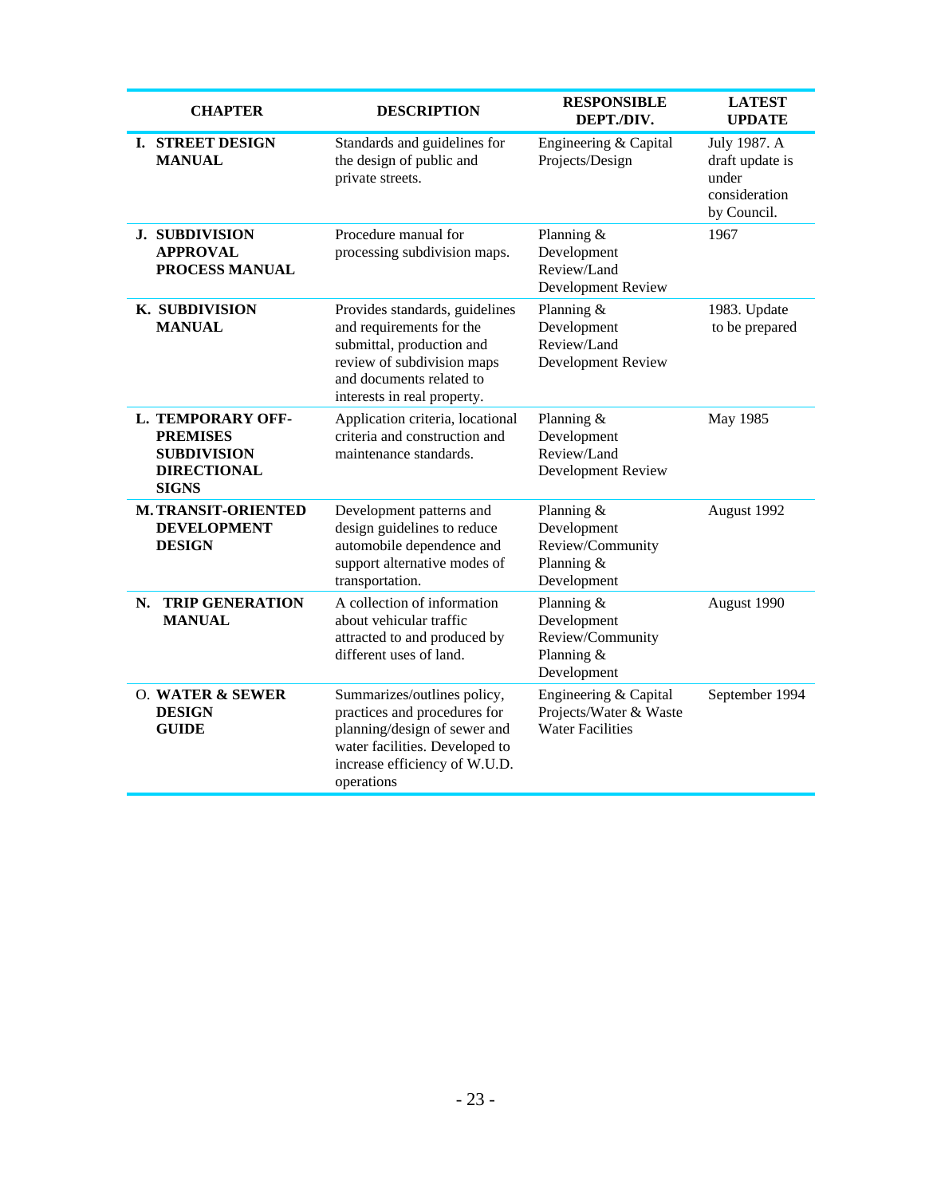| CHAPTER | DESCRIPTION | RESPONSIBLE DEPT./DIV. | LATEST UPDATE |
|---|---|---|---|
| **I. STREET DESIGN MANUAL** | Standards and guidelines for the design of public and private streets. | Engineering & Capital Projects/Design | July 1987. A draft update is under consideration by Council. |
| **J. SUBDIVISION APPROVAL PROCESS MANUAL** | Procedure manual for processing subdivision maps. | Planning & Development Review/Land Development Review | 1967 |
| **K. SUBDIVISION MANUAL** | Provides standards, guidelines and requirements for the submittal, production and review of subdivision maps and documents related to interests in real property. | Planning & Development Review/Land Development Review | 1983. Update to be prepared |
| **L. TEMPORARY OFF-PREMISES SUBDIVISION DIRECTIONAL SIGNS** | Application criteria, locational criteria and construction and maintenance standards. | Planning & Development Review/Land Development Review | May 1985 |
| **M. TRANSIT-ORIENTED DEVELOPMENT DESIGN** | Development patterns and design guidelines to reduce automobile dependence and support alternative modes of transportation. | Planning & Development Review/Community Planning & Development | August 1992 |
| **N. TRIP GENERATION MANUAL** | A collection of information about vehicular traffic attracted to and produced by different uses of land. | Planning & Development Review/Community Planning & Development | August 1990 |
| **O. WATER & SEWER DESIGN GUIDE** | Summarizes/outlines policy, practices and procedures for planning/design of sewer and water facilities. Developed to increase efficiency of W.U.D. operations | Engineering & Capital Projects/Water & Waste Water Facilities | September 1994 |